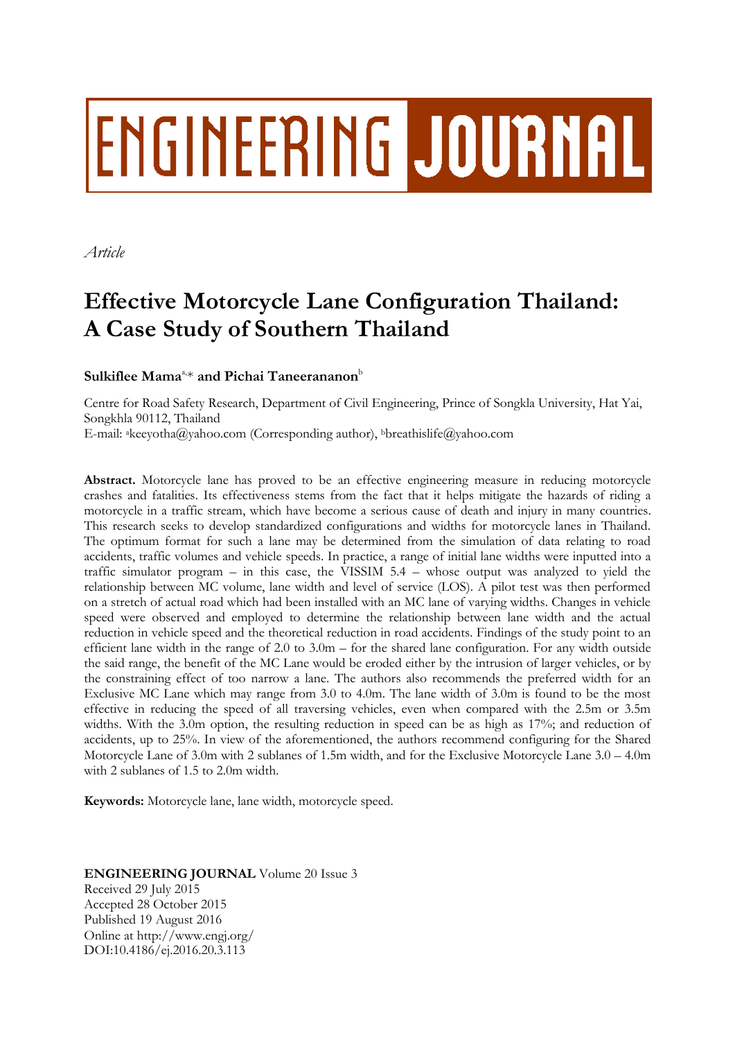# ENGINEERING JOURNAL

*Article*

# Effective Motorcycle Lane Configuration Thailand: A Case Study of Southern Thailand

**Sulkiflee Mama**[a,*] **and Pichai Taneerananon**[b]

Centre for Road Safety Research, Department of Civil Engineering, Prince of Songkla University, Hat Yai, Songkhla 90112, Thailand
E-mail: [a]keeyotha@yahoo.com (Corresponding author), [b]breathislife@yahoo.com

**Abstract.** Motorcycle lane has proved to be an effective engineering measure in reducing motorcycle crashes and fatalities. Its effectiveness stems from the fact that it helps mitigate the hazards of riding a motorcycle in a traffic stream, which have become a serious cause of death and injury in many countries. This research seeks to develop standardized configurations and widths for motorcycle lanes in Thailand. The optimum format for such a lane may be determined from the simulation of data relating to road accidents, traffic volumes and vehicle speeds. In practice, a range of initial lane widths were inputted into a traffic simulator program – in this case, the VISSIM 5.4 – whose output was analyzed to yield the relationship between MC volume, lane width and level of service (LOS). A pilot test was then performed on a stretch of actual road which had been installed with an MC lane of varying widths. Changes in vehicle speed were observed and employed to determine the relationship between lane width and the actual reduction in vehicle speed and the theoretical reduction in road accidents. Findings of the study point to an efficient lane width in the range of 2.0 to 3.0m – for the shared lane configuration. For any width outside the said range, the benefit of the MC Lane would be eroded either by the intrusion of larger vehicles, or by the constraining effect of too narrow a lane. The authors also recommends the preferred width for an Exclusive MC Lane which may range from 3.0 to 4.0m. The lane width of 3.0m is found to be the most effective in reducing the speed of all traversing vehicles, even when compared with the 2.5m or 3.5m widths. With the 3.0m option, the resulting reduction in speed can be as high as 17%; and reduction of accidents, up to 25%. In view of the aforementioned, the authors recommend configuring for the Shared Motorcycle Lane of 3.0m with 2 sublanes of 1.5m width, and for the Exclusive Motorcycle Lane 3.0 – 4.0m with 2 sublanes of 1.5 to 2.0m width.

**Keywords:** Motorcycle lane, lane width, motorcycle speed.

**ENGINEERING JOURNAL** Volume 20 Issue 3
Received 29 July 2015
Accepted 28 October 2015
Published 19 August 2016
Online at http://www.engj.org/
DOI:10.4186/ej.2016.20.3.113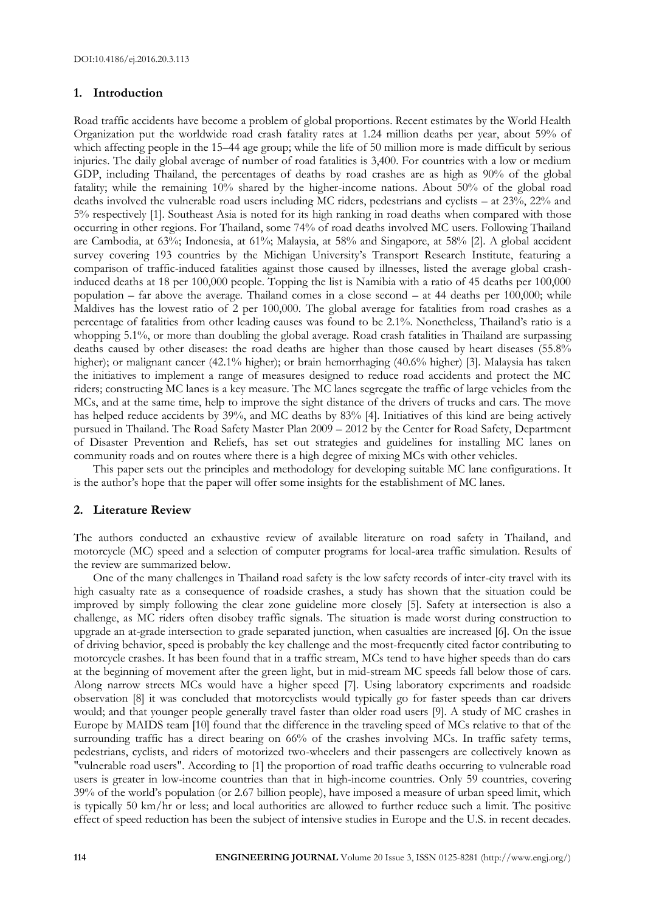## 1. Introduction

Road traffic accidents have become a problem of global proportions. Recent estimates by the World Health Organization put the worldwide road crash fatality rates at 1.24 million deaths per year, about 59% of which affecting people in the 15–44 age group; while the life of 50 million more is made difficult by serious injuries. The daily global average of number of road fatalities is 3,400. For countries with a low or medium GDP, including Thailand, the percentages of deaths by road crashes are as high as 90% of the global fatality; while the remaining 10% shared by the higher-income nations. About 50% of the global road deaths involved the vulnerable road users including MC riders, pedestrians and cyclists – at 23%, 22% and 5% respectively [1]. Southeast Asia is noted for its high ranking in road deaths when compared with those occurring in other regions. For Thailand, some 74% of road deaths involved MC users. Following Thailand are Cambodia, at 63%; Indonesia, at 61%; Malaysia, at 58% and Singapore, at 58% [2]. A global accident survey covering 193 countries by the Michigan University's Transport Research Institute, featuring a comparison of traffic-induced fatalities against those caused by illnesses, listed the average global crash-induced deaths at 18 per 100,000 people. Topping the list is Namibia with a ratio of 45 deaths per 100,000 population – far above the average. Thailand comes in a close second – at 44 deaths per 100,000; while Maldives has the lowest ratio of 2 per 100,000. The global average for fatalities from road crashes as a percentage of fatalities from other leading causes was found to be 2.1%. Nonetheless, Thailand's ratio is a whopping 5.1%, or more than doubling the global average. Road crash fatalities in Thailand are surpassing deaths caused by other diseases: the road deaths are higher than those caused by heart diseases (55.8% higher); or malignant cancer (42.1% higher); or brain hemorrhaging (40.6% higher) [3]. Malaysia has taken the initiatives to implement a range of measures designed to reduce road accidents and protect the MC riders; constructing MC lanes is a key measure. The MC lanes segregate the traffic of large vehicles from the MCs, and at the same time, help to improve the sight distance of the drivers of trucks and cars. The move has helped reduce accidents by 39%, and MC deaths by 83% [4]. Initiatives of this kind are being actively pursued in Thailand. The Road Safety Master Plan 2009 – 2012 by the Center for Road Safety, Department of Disaster Prevention and Reliefs, has set out strategies and guidelines for installing MC lanes on community roads and on routes where there is a high degree of mixing MCs with other vehicles.

This paper sets out the principles and methodology for developing suitable MC lane configurations. It is the author's hope that the paper will offer some insights for the establishment of MC lanes.

## 2. Literature Review

The authors conducted an exhaustive review of available literature on road safety in Thailand, and motorcycle (MC) speed and a selection of computer programs for local-area traffic simulation. Results of the review are summarized below.

One of the many challenges in Thailand road safety is the low safety records of inter-city travel with its high casualty rate as a consequence of roadside crashes, a study has shown that the situation could be improved by simply following the clear zone guideline more closely [5]. Safety at intersection is also a challenge, as MC riders often disobey traffic signals. The situation is made worst during construction to upgrade an at-grade intersection to grade separated junction, when casualties are increased [6]. On the issue of driving behavior, speed is probably the key challenge and the most-frequently cited factor contributing to motorcycle crashes. It has been found that in a traffic stream, MCs tend to have higher speeds than do cars at the beginning of movement after the green light, but in mid-stream MC speeds fall below those of cars. Along narrow streets MCs would have a higher speed [7]. Using laboratory experiments and roadside observation [8] it was concluded that motorcyclists would typically go for faster speeds than car drivers would; and that younger people generally travel faster than older road users [9]. A study of MC crashes in Europe by MAIDS team [10] found that the difference in the traveling speed of MCs relative to that of the surrounding traffic has a direct bearing on 66% of the crashes involving MCs. In traffic safety terms, pedestrians, cyclists, and riders of motorized two-wheelers and their passengers are collectively known as "vulnerable road users". According to [1] the proportion of road traffic deaths occurring to vulnerable road users is greater in low-income countries than that in high-income countries. Only 59 countries, covering 39% of the world's population (or 2.67 billion people), have imposed a measure of urban speed limit, which is typically 50 km/hr or less; and local authorities are allowed to further reduce such a limit. The positive effect of speed reduction has been the subject of intensive studies in Europe and the U.S. in recent decades.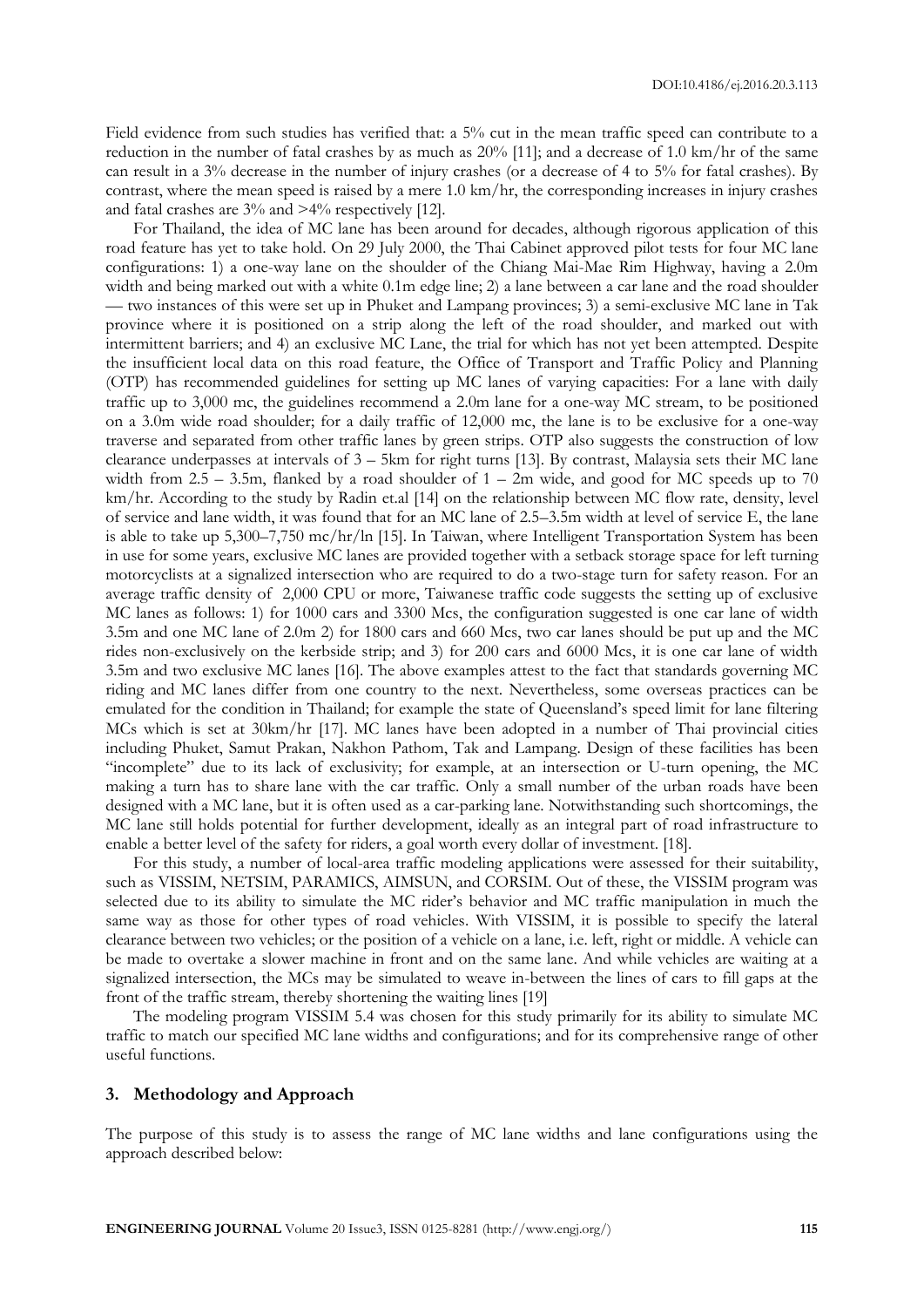Field evidence from such studies has verified that: a 5% cut in the mean traffic speed can contribute to a reduction in the number of fatal crashes by as much as 20% [11]; and a decrease of 1.0 km/hr of the same can result in a 3% decrease in the number of injury crashes (or a decrease of 4 to 5% for fatal crashes). By contrast, where the mean speed is raised by a mere 1.0 km/hr, the corresponding increases in injury crashes and fatal crashes are 3% and >4% respectively [12].

For Thailand, the idea of MC lane has been around for decades, although rigorous application of this road feature has yet to take hold. On 29 July 2000, the Thai Cabinet approved pilot tests for four MC lane configurations: 1) a one-way lane on the shoulder of the Chiang Mai-Mae Rim Highway, having a 2.0m width and being marked out with a white 0.1m edge line; 2) a lane between a car lane and the road shoulder — two instances of this were set up in Phuket and Lampang provinces; 3) a semi-exclusive MC lane in Tak province where it is positioned on a strip along the left of the road shoulder, and marked out with intermittent barriers; and 4) an exclusive MC Lane, the trial for which has not yet been attempted. Despite the insufficient local data on this road feature, the Office of Transport and Traffic Policy and Planning (OTP) has recommended guidelines for setting up MC lanes of varying capacities: For a lane with daily traffic up to 3,000 mc, the guidelines recommend a 2.0m lane for a one-way MC stream, to be positioned on a 3.0m wide road shoulder; for a daily traffic of 12,000 mc, the lane is to be exclusive for a one-way traverse and separated from other traffic lanes by green strips. OTP also suggests the construction of low clearance underpasses at intervals of 3 – 5km for right turns [13]. By contrast, Malaysia sets their MC lane width from 2.5 – 3.5m, flanked by a road shoulder of 1 – 2m wide, and good for MC speeds up to 70 km/hr. According to the study by Radin et.al [14] on the relationship between MC flow rate, density, level of service and lane width, it was found that for an MC lane of 2.5–3.5m width at level of service E, the lane is able to take up 5,300–7,750 mc/hr/ln [15]. In Taiwan, where Intelligent Transportation System has been in use for some years, exclusive MC lanes are provided together with a setback storage space for left turning motorcyclists at a signalized intersection who are required to do a two-stage turn for safety reason. For an average traffic density of 2,000 CPU or more, Taiwanese traffic code suggests the setting up of exclusive MC lanes as follows: 1) for 1000 cars and 3300 Mcs, the configuration suggested is one car lane of width 3.5m and one MC lane of 2.0m 2) for 1800 cars and 660 Mcs, two car lanes should be put up and the MC rides non-exclusively on the kerbside strip; and 3) for 200 cars and 6000 Mcs, it is one car lane of width 3.5m and two exclusive MC lanes [16]. The above examples attest to the fact that standards governing MC riding and MC lanes differ from one country to the next. Nevertheless, some overseas practices can be emulated for the condition in Thailand; for example the state of Queensland's speed limit for lane filtering MCs which is set at 30km/hr [17]. MC lanes have been adopted in a number of Thai provincial cities including Phuket, Samut Prakan, Nakhon Pathom, Tak and Lampang. Design of these facilities has been "incomplete" due to its lack of exclusivity; for example, at an intersection or U-turn opening, the MC making a turn has to share lane with the car traffic. Only a small number of the urban roads have been designed with a MC lane, but it is often used as a car-parking lane. Notwithstanding such shortcomings, the MC lane still holds potential for further development, ideally as an integral part of road infrastructure to enable a better level of the safety for riders, a goal worth every dollar of investment. [18].

For this study, a number of local-area traffic modeling applications were assessed for their suitability, such as VISSIM, NETSIM, PARAMICS, AIMSUN, and CORSIM. Out of these, the VISSIM program was selected due to its ability to simulate the MC rider's behavior and MC traffic manipulation in much the same way as those for other types of road vehicles. With VISSIM, it is possible to specify the lateral clearance between two vehicles; or the position of a vehicle on a lane, i.e. left, right or middle. A vehicle can be made to overtake a slower machine in front and on the same lane. And while vehicles are waiting at a signalized intersection, the MCs may be simulated to weave in-between the lines of cars to fill gaps at the front of the traffic stream, thereby shortening the waiting lines [19]

The modeling program VISSIM 5.4 was chosen for this study primarily for its ability to simulate MC traffic to match our specified MC lane widths and configurations; and for its comprehensive range of other useful functions.

## 3. Methodology and Approach

The purpose of this study is to assess the range of MC lane widths and lane configurations using the approach described below: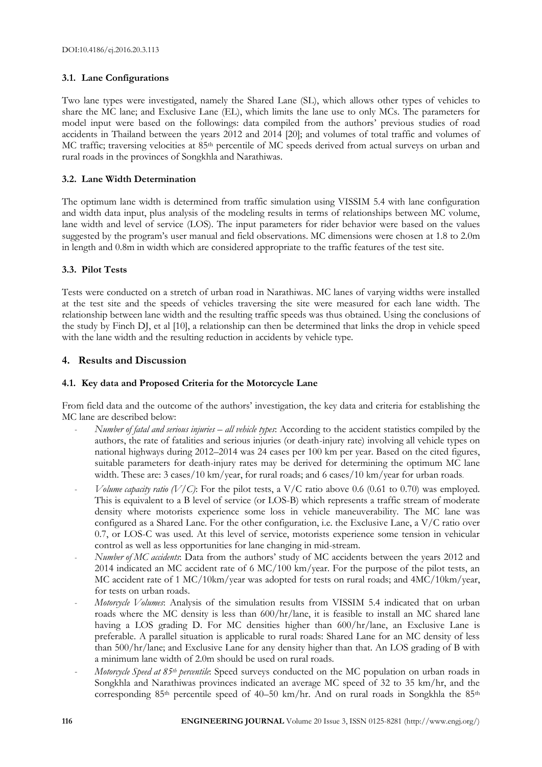### 3.1. Lane Configurations

Two lane types were investigated, namely the Shared Lane (SL), which allows other types of vehicles to share the MC lane; and Exclusive Lane (EL), which limits the lane use to only MCs. The parameters for model input were based on the followings: data compiled from the authors' previous studies of road accidents in Thailand between the years 2012 and 2014 [20]; and volumes of total traffic and volumes of MC traffic; traversing velocities at 85th percentile of MC speeds derived from actual surveys on urban and rural roads in the provinces of Songkhla and Narathiwas.

### 3.2. Lane Width Determination

The optimum lane width is determined from traffic simulation using VISSIM 5.4 with lane configuration and width data input, plus analysis of the modeling results in terms of relationships between MC volume, lane width and level of service (LOS). The input parameters for rider behavior were based on the values suggested by the program's user manual and field observations. MC dimensions were chosen at 1.8 to 2.0m in length and 0.8m in width which are considered appropriate to the traffic features of the test site.

### 3.3. Pilot Tests

Tests were conducted on a stretch of urban road in Narathiwas. MC lanes of varying widths were installed at the test site and the speeds of vehicles traversing the site were measured for each lane width. The relationship between lane width and the resulting traffic speeds was thus obtained. Using the conclusions of the study by Finch DJ, et al [10], a relationship can then be determined that links the drop in vehicle speed with the lane width and the resulting reduction in accidents by vehicle type.

## 4. Results and Discussion

### 4.1. Key data and Proposed Criteria for the Motorcycle Lane

From field data and the outcome of the authors' investigation, the key data and criteria for establishing the MC lane are described below:

- *Number of fatal and serious injuries – all vehicle types*: According to the accident statistics compiled by the authors, the rate of fatalities and serious injuries (or death-injury rate) involving all vehicle types on national highways during 2012–2014 was 24 cases per 100 km per year. Based on the cited figures, suitable parameters for death-injury rates may be derived for determining the optimum MC lane width. These are: 3 cases/10 km/year, for rural roads; and 6 cases/10 km/year for urban roads.
- *Volume capacity ratio (V/C)*: For the pilot tests, a V/C ratio above 0.6 (0.61 to 0.70) was employed. This is equivalent to a B level of service (or LOS-B) which represents a traffic stream of moderate density where motorists experience some loss in vehicle maneuverability. The MC lane was configured as a Shared Lane. For the other configuration, i.e. the Exclusive Lane, a V/C ratio over 0.7, or LOS-C was used. At this level of service, motorists experience some tension in vehicular control as well as less opportunities for lane changing in mid-stream.
- *Number of MC accidents*: Data from the authors' study of MC accidents between the years 2012 and 2014 indicated an MC accident rate of 6 MC/100 km/year. For the purpose of the pilot tests, an MC accident rate of 1 MC/10km/year was adopted for tests on rural roads; and 4MC/10km/year, for tests on urban roads.
- *Motorcycle Volumes*: Analysis of the simulation results from VISSIM 5.4 indicated that on urban roads where the MC density is less than 600/hr/lane, it is feasible to install an MC shared lane having a LOS grading D. For MC densities higher than 600/hr/lane, an Exclusive Lane is preferable. A parallel situation is applicable to rural roads: Shared Lane for an MC density of less than 500/hr/lane; and Exclusive Lane for any density higher than that. An LOS grading of B with a minimum lane width of 2.0m should be used on rural roads.
- *Motorcycle Speed at 85th percentile*: Speed surveys conducted on the MC population on urban roads in Songkhla and Narathiwas provinces indicated an average MC speed of 32 to 35 km/hr, and the corresponding 85th percentile speed of 40–50 km/hr. And on rural roads in Songkhla the 85th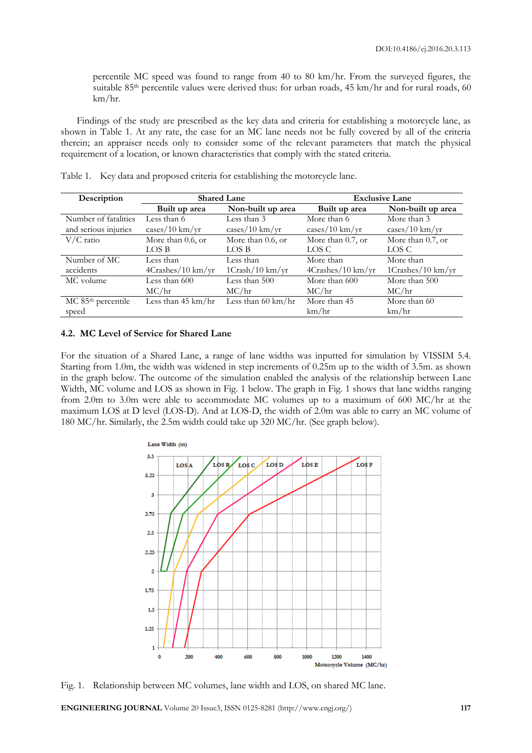percentile MC speed was found to range from 40 to 80 km/hr. From the surveyed figures, the suitable 85th percentile values were derived thus: for urban roads, 45 km/hr and for rural roads, 60 km/hr.

Findings of the study are prescribed as the key data and criteria for establishing a motorcycle lane, as shown in Table 1. At any rate, the case for an MC lane needs not be fully covered by all of the criteria therein; an appraiser needs only to consider some of the relevant parameters that match the physical requirement of a location, or known characteristics that comply with the stated criteria.

Table 1. Key data and proposed criteria for establishing the motorcycle lane.

| Description | Shared Lane | | Exclusive Lane | |
|---|---|---|---|---|
| | Built up area | Non-built up area | Built up area | Non-built up area |
| Number of fatalities and serious injuries | Less than 6 cases/10 km/yr | Less than 3 cases/10 km/yr | More than 6 cases/10 km/yr | More than 3 cases/10 km/yr |
| V/C ratio | More than 0.6, or LOS B | More than 0.6, or LOS B | More than 0.7, or LOS C | More than 0.7, or LOS C |
| Number of MC accidents | Less than 4Crashes/10 km/yr | Less than 1Crash/10 km/yr | More than 4Crashes/10 km/yr | More than 1Crashes/10 km/yr |
| MC volume | Less than 600 MC/hr | Less than 500 MC/hr | More than 600 MC/hr | More than 500 MC/hr |
| MC 85th percentile speed | Less than 45 km/hr | Less than 60 km/hr | More than 45 km/hr | More than 60 km/hr |

### 4.2. MC Level of Service for Shared Lane

For the situation of a Shared Lane, a range of lane widths was inputted for simulation by VISSIM 5.4. Starting from 1.0m, the width was widened in step increments of 0.25m up to the width of 3.5m. as shown in the graph below. The outcome of the simulation enabled the analysis of the relationship between Lane Width, MC volume and LOS as shown in Fig. 1 below. The graph in Fig. 1 shows that lane widths ranging from 2.0m to 3.0m were able to accommodate MC volumes up to a maximum of 600 MC/hr at the maximum LOS at D level (LOS-D). And at LOS-D, the width of 2.0m was able to carry an MC volume of 180 MC/hr. Similarly, the 2.5m width could take up 320 MC/hr. (See graph below).

Fig. 1. Relationship between MC volumes, lane width and LOS, on shared MC lane.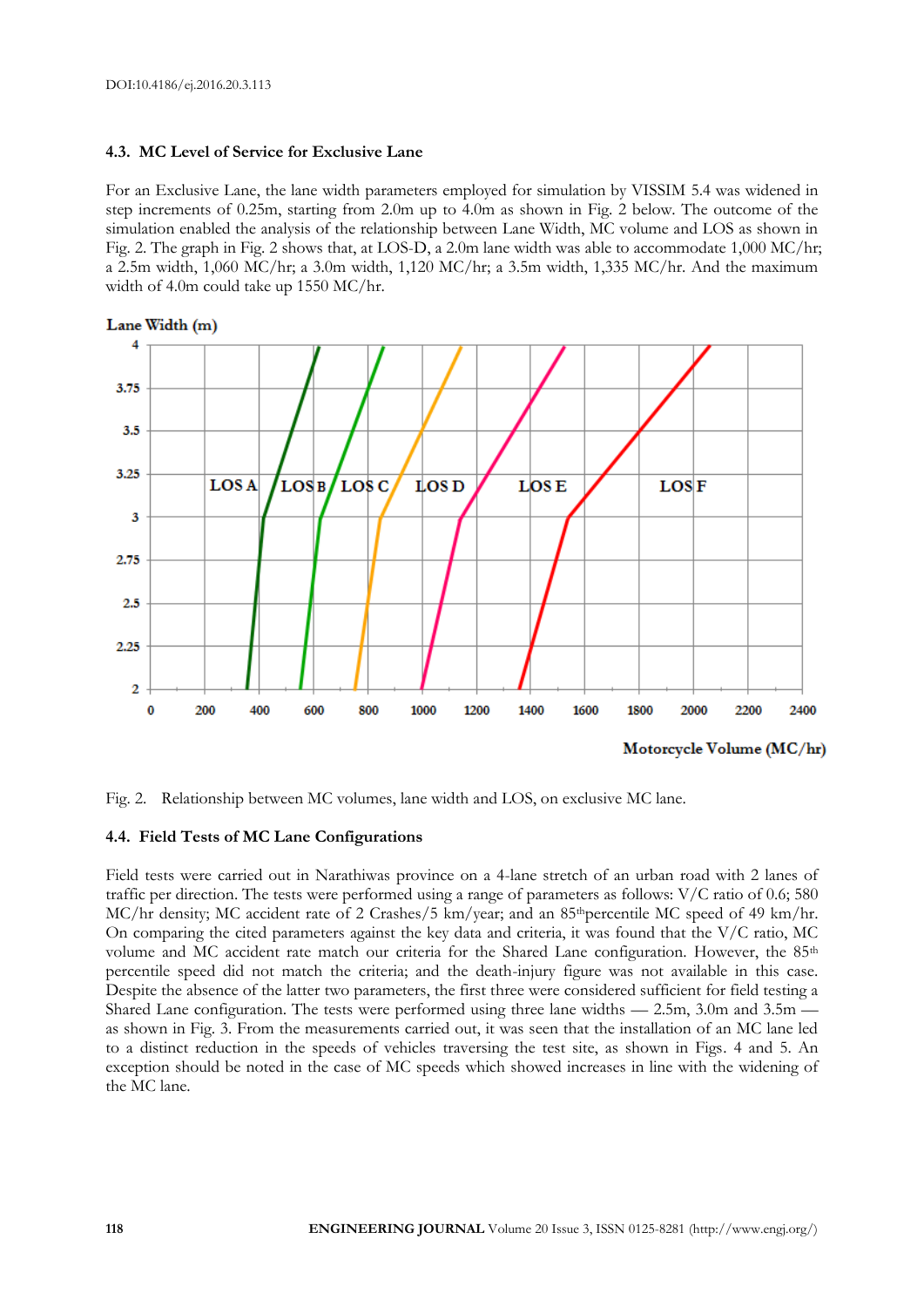DOI:10.4186/ej.2016.20.3.113

### 4.3. MC Level of Service for Exclusive Lane

For an Exclusive Lane, the lane width parameters employed for simulation by VISSIM 5.4 was widened in step increments of 0.25m, starting from 2.0m up to 4.0m as shown in Fig. 2 below. The outcome of the simulation enabled the analysis of the relationship between Lane Width, MC volume and LOS as shown in Fig. 2. The graph in Fig. 2 shows that, at LOS-D, a 2.0m lane width was able to accommodate 1,000 MC/hr; a 2.5m width, 1,060 MC/hr; a 3.0m width, 1,120 MC/hr; a 3.5m width, 1,335 MC/hr. And the maximum width of 4.0m could take up 1550 MC/hr.

Fig. 2. Relationship between MC volumes, lane width and LOS, on exclusive MC lane.

### 4.4. Field Tests of MC Lane Configurations

Field tests were carried out in Narathiwas province on a 4-lane stretch of an urban road with 2 lanes of traffic per direction. The tests were performed using a range of parameters as follows: V/C ratio of 0.6; 580 MC/hr density; MC accident rate of 2 Crashes/5 km/year; and an 85$^{th}$percentile MC speed of 49 km/hr. On comparing the cited parameters against the key data and criteria, it was found that the V/C ratio, MC volume and MC accident rate match our criteria for the Shared Lane configuration. However, the 85$^{th}$ percentile speed did not match the criteria; and the death-injury figure was not available in this case. Despite the absence of the latter two parameters, the first three were considered sufficient for field testing a Shared Lane configuration. The tests were performed using three lane widths — 2.5m, 3.0m and 3.5m — as shown in Fig. 3. From the measurements carried out, it was seen that the installation of an MC lane led to a distinct reduction in the speeds of vehicles traversing the test site, as shown in Figs. 4 and 5. An exception should be noted in the case of MC speeds which showed increases in line with the widening of the MC lane.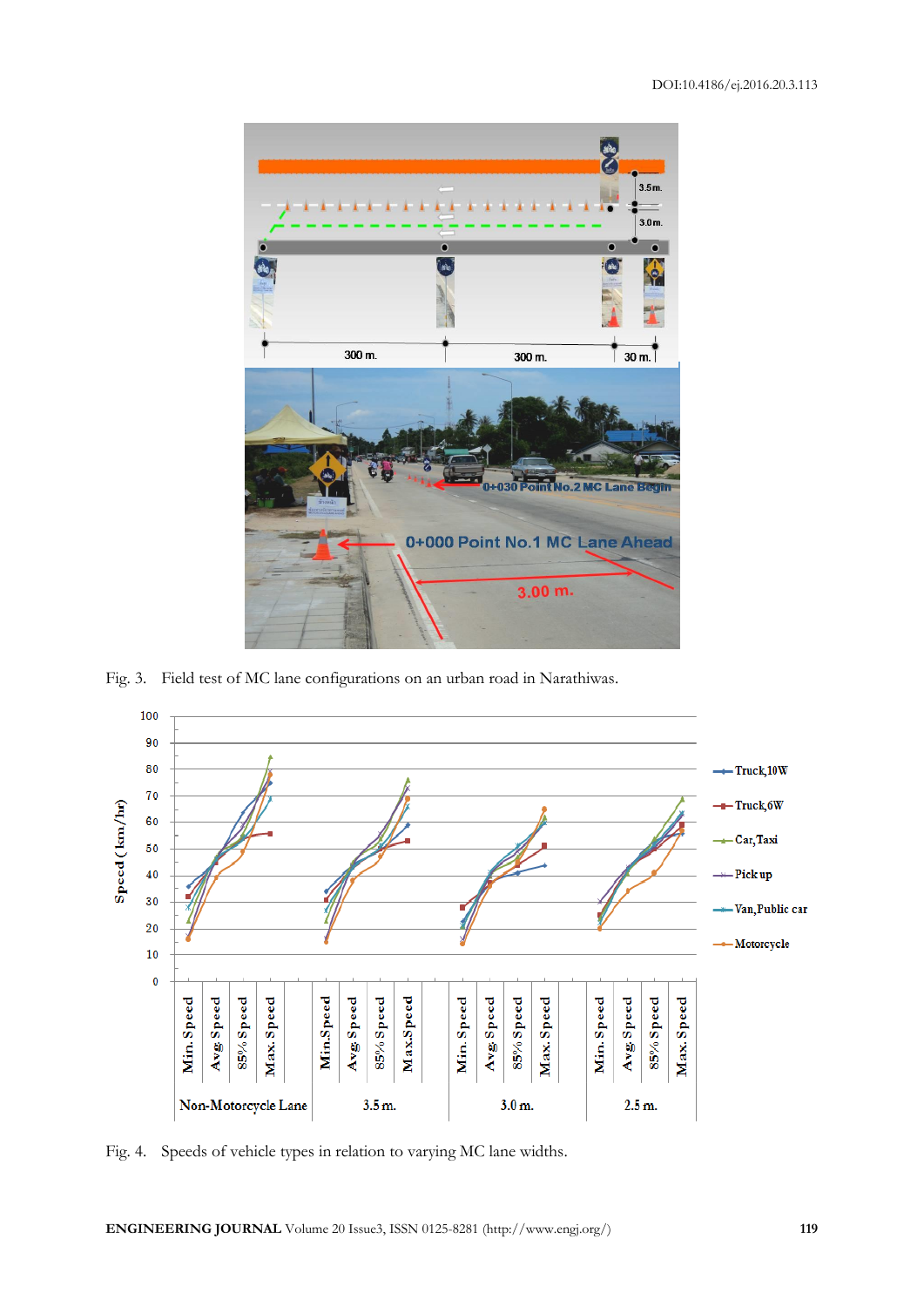Fig. 3. Field test of MC lane configurations on an urban road in Narathiwas.

Fig. 4. Speeds of vehicle types in relation to varying MC lane widths.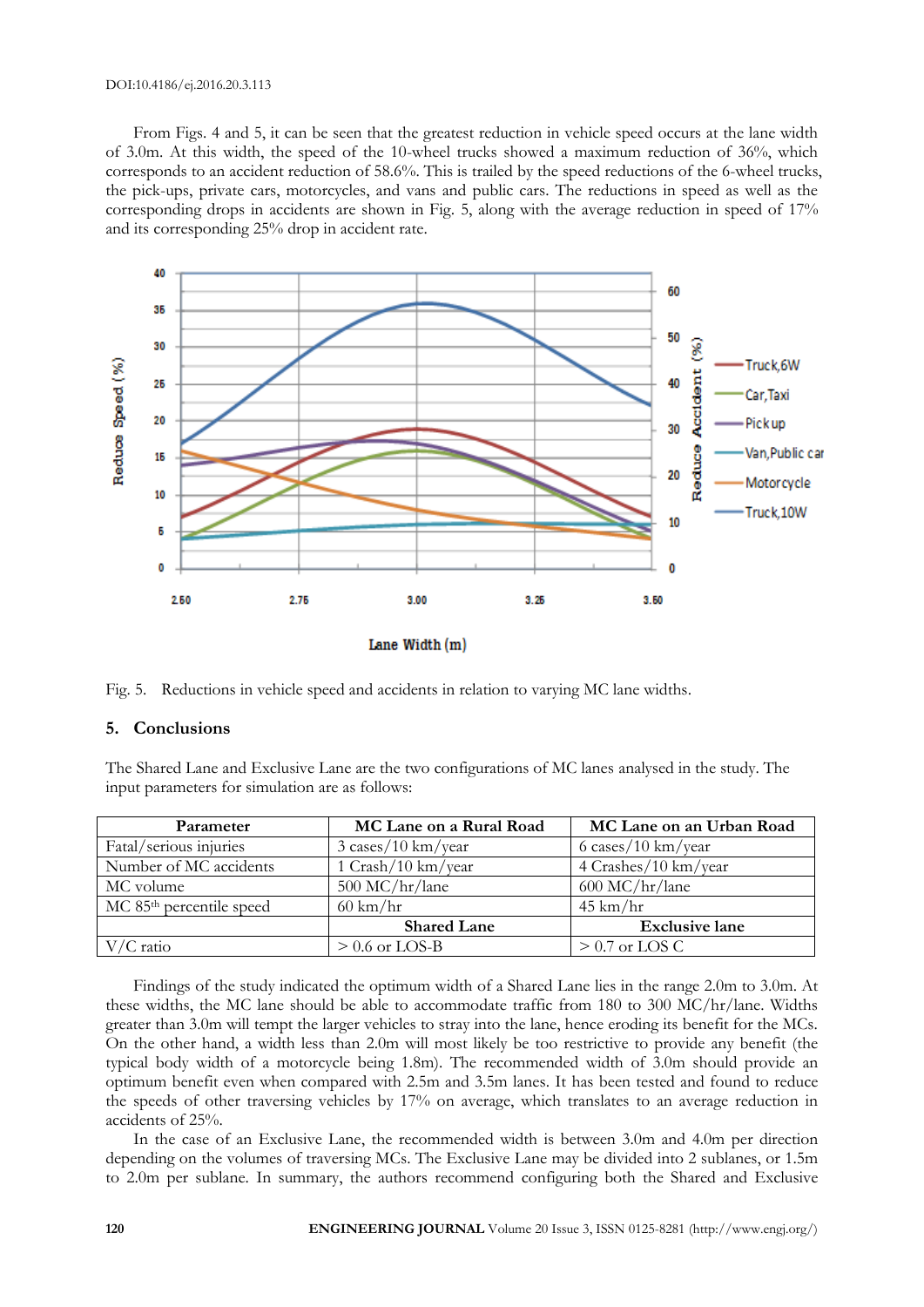From Figs. 4 and 5, it can be seen that the greatest reduction in vehicle speed occurs at the lane width of 3.0m. At this width, the speed of the 10-wheel trucks showed a maximum reduction of 36%, which corresponds to an accident reduction of 58.6%. This is trailed by the speed reductions of the 6-wheel trucks, the pick-ups, private cars, motorcycles, and vans and public cars. The reductions in speed as well as the corresponding drops in accidents are shown in Fig. 5, along with the average reduction in speed of 17% and its corresponding 25% drop in accident rate.

Fig. 5. Reductions in vehicle speed and accidents in relation to varying MC lane widths.

## 5. Conclusions

The Shared Lane and Exclusive Lane are the two configurations of MC lanes analysed in the study. The input parameters for simulation are as follows:

| Parameter | MC Lane on a Rural Road | MC Lane on an Urban Road |
|---|---|---|
| Fatal/serious injuries | 3 cases/10 km/year | 6 cases/10 km/year |
| Number of MC accidents | 1 Crash/10 km/year | 4 Crashes/10 km/year |
| MC volume | 500 MC/hr/lane | 600 MC/hr/lane |
| MC 85th percentile speed | 60 km/hr | 45 km/hr |
| | **Shared Lane** | **Exclusive lane** |
| V/C ratio | > 0.6 or LOS-B | > 0.7 or LOS C |

Findings of the study indicated the optimum width of a Shared Lane lies in the range 2.0m to 3.0m. At these widths, the MC lane should be able to accommodate traffic from 180 to 300 MC/hr/lane. Widths greater than 3.0m will tempt the larger vehicles to stray into the lane, hence eroding its benefit for the MCs. On the other hand, a width less than 2.0m will most likely be too restrictive to provide any benefit (the typical body width of a motorcycle being 1.8m). The recommended width of 3.0m should provide an optimum benefit even when compared with 2.5m and 3.5m lanes. It has been tested and found to reduce the speeds of other traversing vehicles by 17% on average, which translates to an average reduction in accidents of 25%.

In the case of an Exclusive Lane, the recommended width is between 3.0m and 4.0m per direction depending on the volumes of traversing MCs. The Exclusive Lane may be divided into 2 sublanes, or 1.5m to 2.0m per sublane. In summary, the authors recommend configuring both the Shared and Exclusive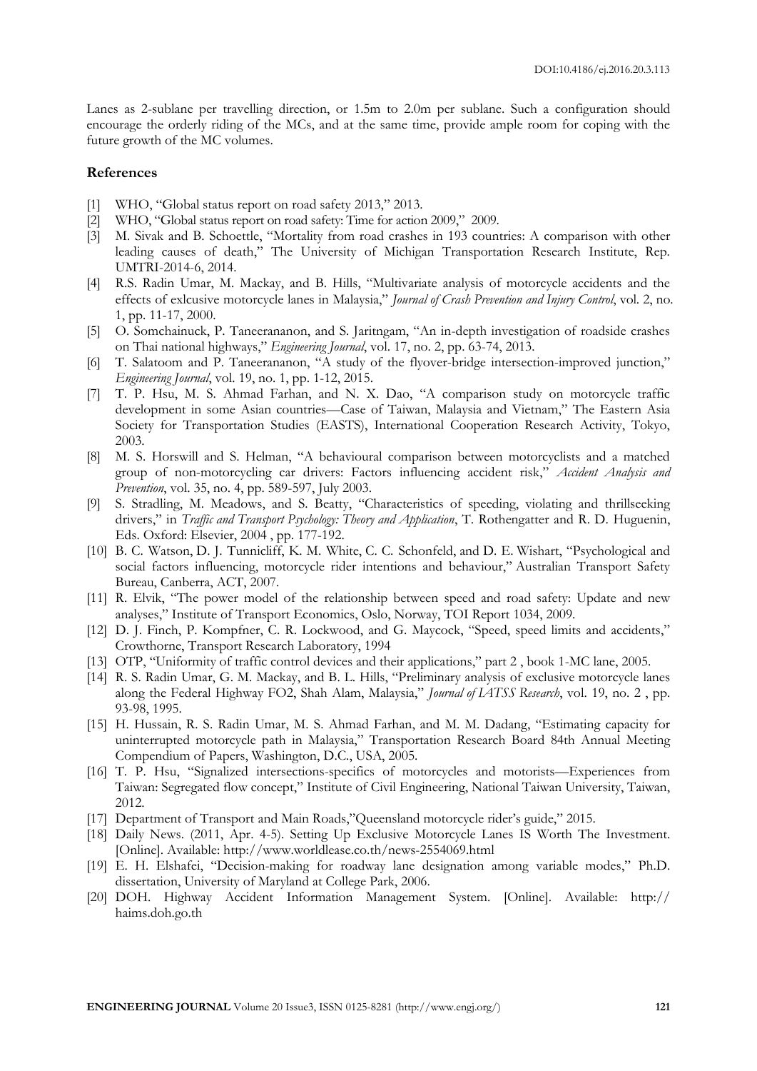Lanes as 2-sublane per travelling direction, or 1.5m to 2.0m per sublane. Such a configuration should encourage the orderly riding of the MCs, and at the same time, provide ample room for coping with the future growth of the MC volumes.

## References

[1] WHO, "Global status report on road safety 2013," 2013.

[2] WHO, "Global status report on road safety: Time for action 2009," 2009.

[3] M. Sivak and B. Schoettle, "Mortality from road crashes in 193 countries: A comparison with other leading causes of death," The University of Michigan Transportation Research Institute, Rep. UMTRI-2014-6, 2014.

[4] R.S. Radin Umar, M. Mackay, and B. Hills, "Multivariate analysis of motorcycle accidents and the effects of exlcusive motorcycle lanes in Malaysia," *Journal of Crash Prevention and Injury Control*, vol. 2, no. 1, pp. 11-17, 2000.

[5] O. Somchainuck, P. Taneerananon, and S. Jaritngam, "An in-depth investigation of roadside crashes on Thai national highways," *Engineering Journal*, vol. 17, no. 2, pp. 63-74, 2013.

[6] T. Salatoom and P. Taneerananon, "A study of the flyover-bridge intersection-improved junction," *Engineering Journal*, vol. 19, no. 1, pp. 1-12, 2015.

[7] T. P. Hsu, M. S. Ahmad Farhan, and N. X. Dao, "A comparison study on motorcycle traffic development in some Asian countries—Case of Taiwan, Malaysia and Vietnam," The Eastern Asia Society for Transportation Studies (EASTS), International Cooperation Research Activity, Tokyo, 2003.

[8] M. S. Horswill and S. Helman, "A behavioural comparison between motorcyclists and a matched group of non-motorcycling car drivers: Factors influencing accident risk," *Accident Analysis and Prevention*, vol. 35, no. 4, pp. 589-597, July 2003.

[9] S. Stradling, M. Meadows, and S. Beatty, "Characteristics of speeding, violating and thrillseeking drivers," in *Traffic and Transport Psychology: Theory and Application*, T. Rothengatter and R. D. Huguenin, Eds. Oxford: Elsevier, 2004 , pp. 177-192.

[10] B. C. Watson, D. J. Tunnicliff, K. M. White, C. C. Schonfeld, and D. E. Wishart, "Psychological and social factors influencing, motorcycle rider intentions and behaviour," Australian Transport Safety Bureau, Canberra, ACT, 2007.

[11] R. Elvik, "The power model of the relationship between speed and road safety: Update and new analyses," Institute of Transport Economics, Oslo, Norway, TOI Report 1034, 2009.

[12] D. J. Finch, P. Kompfner, C. R. Lockwood, and G. Maycock, "Speed, speed limits and accidents," Crowthorne, Transport Research Laboratory, 1994

[13] OTP, "Uniformity of traffic control devices and their applications," part 2 , book 1-MC lane, 2005.

[14] R. S. Radin Umar, G. M. Mackay, and B. L. Hills, "Preliminary analysis of exclusive motorcycle lanes along the Federal Highway FO2, Shah Alam, Malaysia," *Journal of IATSS Research*, vol. 19, no. 2 , pp. 93-98, 1995.

[15] H. Hussain, R. S. Radin Umar, M. S. Ahmad Farhan, and M. M. Dadang, "Estimating capacity for uninterrupted motorcycle path in Malaysia," Transportation Research Board 84th Annual Meeting Compendium of Papers, Washington, D.C., USA, 2005.

[16] T. P. Hsu, "Signalized intersections-specifics of motorcycles and motorists—Experiences from Taiwan: Segregated flow concept," Institute of Civil Engineering, National Taiwan University, Taiwan, 2012.

[17] Department of Transport and Main Roads,"Queensland motorcycle rider's guide," 2015.

[18] Daily News. (2011, Apr. 4-5). Setting Up Exclusive Motorcycle Lanes IS Worth The Investment. [Online]. Available: http://www.worldlease.co.th/news-2554069.html

[19] E. H. Elshafei, "Decision-making for roadway lane designation among variable modes," Ph.D. dissertation, University of Maryland at College Park, 2006.

[20] DOH. Highway Accident Information Management System. [Online]. Available: http:// haims.doh.go.th